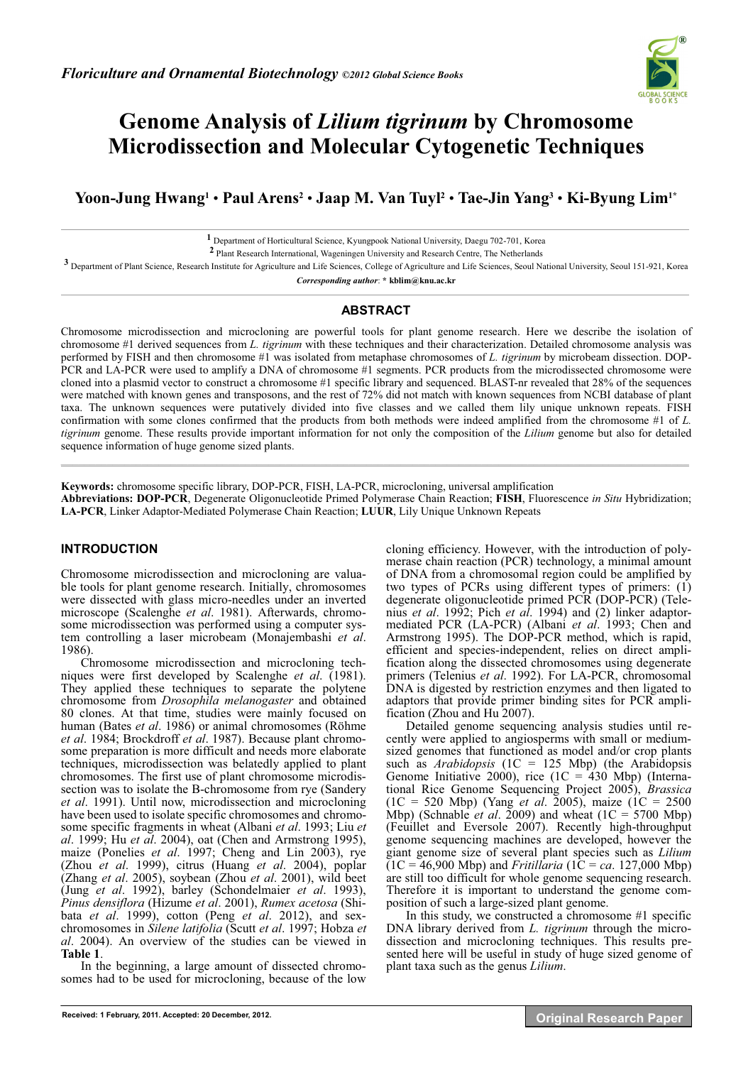*Floriculture and Ornamental Biotechnology* ©2012 Global Science Books

# Genome Analysis of *Lilium tigrinum* by Chromosome Microdissection and Molecular Cytogenetic Techniques

**Yoon-Jung Hwang[1] • Paul Arens[2] • Jaap M. Van Tuyl[2] • Tae-Jin Yang[3] • Ki-Byung Lim[1*]**

[1] Department of Horticultural Science, Kyungpook National University, Daegu 702-701, Korea

[2] Plant Research International, Wageningen University and Research Centre, The Netherlands

[3] Department of Plant Science, Research Institute for Agriculture and Life Sciences, College of Agriculture and Life Sciences, Seoul National University, Seoul 151-921, Korea

*Corresponding author*: * kblim@knu.ac.kr

## ABSTRACT

Chromosome microdissection and microcloning are powerful tools for plant genome research. Here we describe the isolation of chromosome #1 derived sequences from *L. tigrinum* with these techniques and their characterization. Detailed chromosome analysis was performed by FISH and then chromosome #1 was isolated from metaphase chromosomes of *L. tigrinum* by microbeam dissection. DOP-PCR and LA-PCR were used to amplify a DNA of chromosome #1 segments. PCR products from the microdissected chromosome were cloned into a plasmid vector to construct a chromosome #1 specific library and sequenced. BLAST-nr revealed that 28% of the sequences were matched with known genes and transposons, and the rest of 72% did not match with known sequences from NCBI database of plant taxa. The unknown sequences were putatively divided into five classes and we called them lily unique unknown repeats. FISH confirmation with some clones confirmed that the products from both methods were indeed amplified from the chromosome #1 of *L. tigrinum* genome. These results provide important information for not only the composition of the *Lilium* genome but also for detailed sequence information of huge genome sized plants.

**Keywords:** chromosome specific library, DOP-PCR, FISH, LA-PCR, microcloning, universal amplification

**Abbreviations: DOP-PCR**, Degenerate Oligonucleotide Primed Polymerase Chain Reaction; **FISH**, Fluorescence *in Situ* Hybridization; **LA-PCR**, Linker Adaptor-Mediated Polymerase Chain Reaction; **LUUR**, Lily Unique Unknown Repeats

## INTRODUCTION

Chromosome microdissection and microcloning are valuable tools for plant genome research. Initially, chromosomes were dissected with glass micro-needles under an inverted microscope (Scalenghe *et al*. 1981). Afterwards, chromosome microdissection was performed using a computer system controlling a laser microbeam (Monajembashi *et al*. 1986).

Chromosome microdissection and microcloning techniques were first developed by Scalenghe *et al*. (1981). They applied these techniques to separate the polytene chromosome from *Drosophila melanogaster* and obtained 80 clones. At that time, studies were mainly focused on human (Bates *et al*. 1986) or animal chromosomes (Röhme *et al*. 1984; Brockdroff *et al*. 1987). Because plant chromosome preparation is more difficult and needs more elaborate techniques, microdissection was belatedly applied to plant chromosomes. The first use of plant chromosome microdissection was to isolate the B-chromosome from rye (Sandery *et al*. 1991). Until now, microdissection and microcloning have been used to isolate specific chromosomes and chromosome specific fragments in wheat (Albani *et al*. 1993; Liu *et al*. 1999; Hu *et al*. 2004), oat (Chen and Armstrong 1995), maize (Ponelies *et al*. 1997; Cheng and Lin 2003), rye (Zhou *et al*. 1999), citrus (Huang *et al*. 2004), poplar (Zhang *et al*. 2005), soybean (Zhou *et al*. 2001), wild beet (Jung *et al*. 1992), barley (Schondelmaier *et al*. 1993), *Pinus densiflora* (Hizume *et al*. 2001), *Rumex acetosa* (Shibata *et al*. 1999), cotton (Peng *et al*. 2012), and sex-chromosomes in *Silene latifolia* (Scutt *et al*. 1997; Hobza *et al*. 2004). An overview of the studies can be viewed in **Table 1**.

In the beginning, a large amount of dissected chromosomes had to be used for microcloning, because of the low cloning efficiency. However, with the introduction of polymerase chain reaction (PCR) technology, a minimal amount of DNA from a chromosomal region could be amplified by two types of PCRs using different types of primers: (1) degenerate oligonucleotide primed PCR (DOP-PCR) (Telenius *et al*. 1992; Pich *et al*. 1994) and (2) linker adaptor-mediated PCR (LA-PCR) (Albani *et al*. 1993; Chen and Armstrong 1995). The DOP-PCR method, which is rapid, efficient and species-independent, relies on direct amplification along the dissected chromosomes using degenerate primers (Telenius *et al*. 1992). For LA-PCR, chromosomal DNA is digested by restriction enzymes and then ligated to adaptors that provide primer binding sites for PCR amplification (Zhou and Hu 2007).

Detailed genome sequencing analysis studies until recently were applied to angiosperms with small or medium-sized genomes that functioned as model and/or crop plants such as *Arabidopsis* (1C = 125 Mbp) (the Arabidopsis Genome Initiative 2000), rice (1C = 430 Mbp) (International Rice Genome Sequencing Project 2005), *Brassica* (1C = 520 Mbp) (Yang *et al*. 2005), maize (1C = 2500 Mbp) (Schnable *et al*. 2009) and wheat (1C = 5700 Mbp) (Feuillet and Eversole 2007). Recently high-throughput genome sequencing machines are developed, however the giant genome size of several plant species such as *Lilium* (1C = 46,900 Mbp) and *Fritillaria* (1C = *ca*. 127,000 Mbp) are still too difficult for whole genome sequencing research. Therefore it is important to understand the genome composition of such a large-sized plant genome.

In this study, we constructed a chromosome #1 specific DNA library derived from *L. tigrinum* through the microdissection and microcloning techniques. This results presented here will be useful in study of huge sized genome of plant taxa such as the genus *Lilium*.

Received: 1 February, 2011. Accepted: 20 December, 2012.

Original Research Paper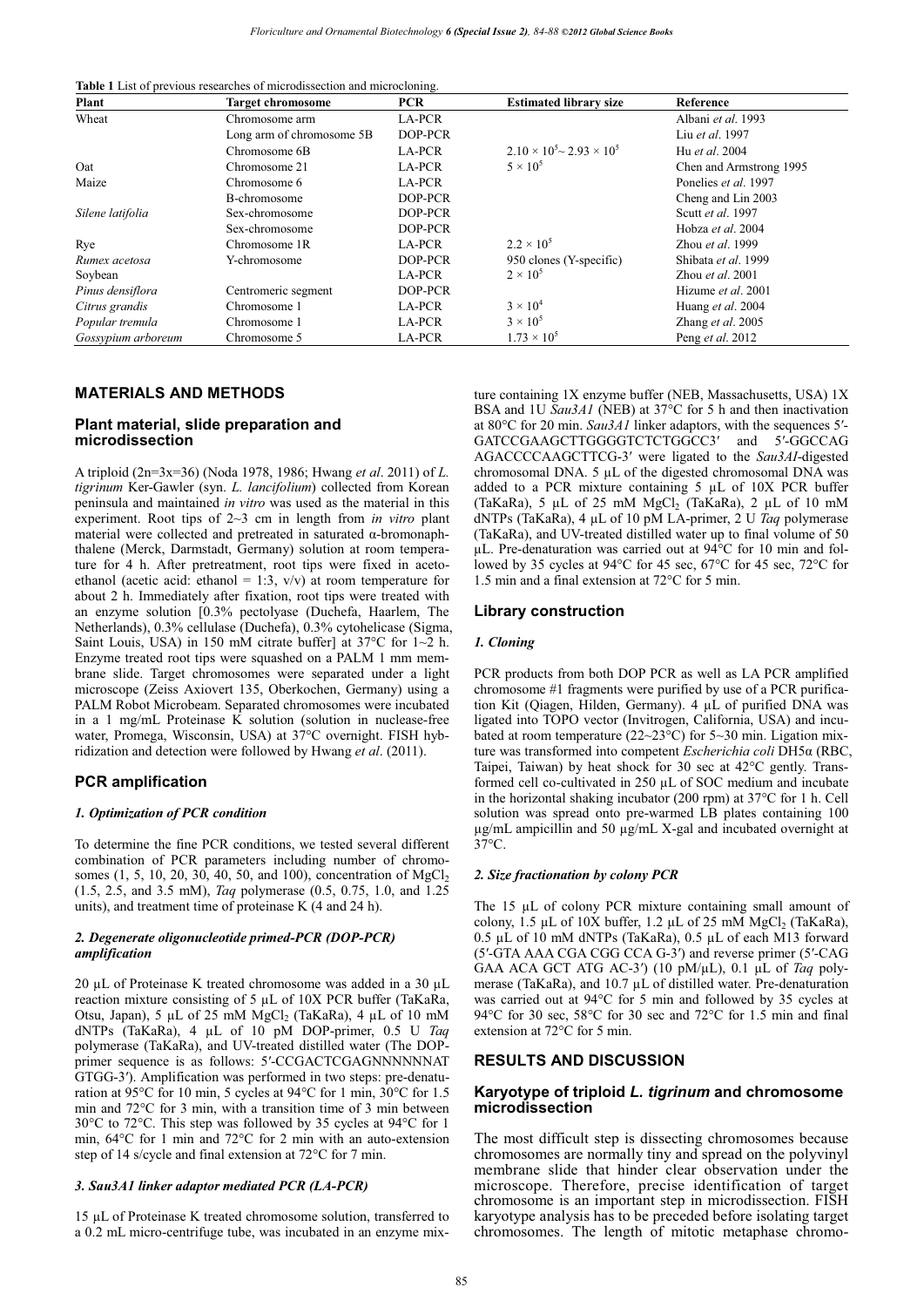**Table 1** List of previous researches of microdissection and microcloning.

| Plant | Target chromosome | PCR | Estimated library size | Reference |
|---|---|---|---|---|
| Wheat | Chromosome arm | LA-PCR | | Albani *et al*. 1993 |
| | Long arm of chromosome 5B | DOP-PCR | | Liu *et al*. 1997 |
| | Chromosome 6B | LA-PCR | $2.10 \times 10^5$~ $2.93 \times 10^5$ | Hu *et al*. 2004 |
| Oat | Chromosome 21 | LA-PCR | $5 \times 10^5$ | Chen and Armstrong 1995 |
| Maize | Chromosome 6 | LA-PCR | | Ponelies *et al*. 1997 |
| | B-chromosome | DOP-PCR | | Cheng and Lin 2003 |
| *Silene latifolia* | Sex-chromosome | DOP-PCR | | Scutt *et al*. 1997 |
| | Sex-chromosome | DOP-PCR | | Hobza *et al*. 2004 |
| Rye | Chromosome 1R | LA-PCR | $2.2 \times 10^5$ | Zhou *et al*. 1999 |
| *Rumex acetosa* | Y-chromosome | DOP-PCR | 950 clones (Y-specific) | Shibata *et al*. 1999 |
| Soybean | | LA-PCR | $2 \times 10^5$ | Zhou *et al*. 2001 |
| *Pinus densiflora* | Centromeric segment | DOP-PCR | | Hizume *et al*. 2001 |
| *Citrus grandis* | Chromosome 1 | LA-PCR | $3 \times 10^4$ | Huang *et al*. 2004 |
| *Popular tremula* | Chromosome 1 | LA-PCR | $3 \times 10^5$ | Zhang *et al*. 2005 |
| *Gossypium arboreum* | Chromosome 5 | LA-PCR | $1.73 \times 10^5$ | Peng *et al*. 2012 |

## MATERIALS AND METHODS

### Plant material, slide preparation and microdissection

A triploid (2n=3x=36) (Noda 1978, 1986; Hwang *et al*. 2011) of *L. tigrinum* Ker-Gawler (syn. *L. lancifolium*) collected from Korean peninsula and maintained *in vitro* was used as the material in this experiment. Root tips of 2~3 cm in length from *in vitro* plant material were collected and pretreated in saturated α-bromonaphthalene (Merck, Darmstadt, Germany) solution at room temperature for 4 h. After pretreatment, root tips were fixed in aceto-ethanol (acetic acid: ethanol = 1:3, v/v) at room temperature for about 2 h. Immediately after fixation, root tips were treated with an enzyme solution [0.3% pectolyase (Duchefa, Haarlem, The Netherlands), 0.3% cellulase (Duchefa), 0.3% cytohelicase (Sigma, Saint Louis, USA) in 150 mM citrate buffer] at 37°C for 1~2 h. Enzyme treated root tips were squashed on a PALM 1 mm membrane slide. Target chromosomes were separated under a light microscope (Zeiss Axiovert 135, Oberkochen, Germany) using a PALM Robot Microbeam. Separated chromosomes were incubated in a 1 mg/mL Proteinase K solution (solution in nuclease-free water, Promega, Wisconsin, USA) at 37°C overnight. FISH hybridization and detection were followed by Hwang *et al*. (2011).

### PCR amplification

#### *1. Optimization of PCR condition*

To determine the fine PCR conditions, we tested several different combination of PCR parameters including number of chromosomes (1, 5, 10, 20, 30, 40, 50, and 100), concentration of $MgCl_2$ (1.5, 2.5, and 3.5 mM), *Taq* polymerase (0.5, 0.75, 1.0, and 1.25 units), and treatment time of proteinase K (4 and 24 h).

#### *2. Degenerate oligonucleotide primed-PCR (DOP-PCR) amplification*

20 µL of Proteinase K treated chromosome was added in a 30 µL reaction mixture consisting of 5 µL of 10X PCR buffer (TaKaRa, Otsu, Japan), 5 µL of 25 mM $MgCl_2$ (TaKaRa), 4 µL of 10 mM dNTPs (TaKaRa), 4 µL of 10 pM DOP-primer, 0.5 U *Taq* polymerase (TaKaRa), and UV-treated distilled water (The DOP-primer sequence is as follows: 5′-CCGACTCGAGNNNNNNAT GTGG-3′). Amplification was performed in two steps: pre-denaturation at 95°C for 10 min, 5 cycles at 94°C for 1 min, 30°C for 1.5 min and 72°C for 3 min, with a transition time of 3 min between 30°C to 72°C. This step was followed by 35 cycles at 94°C for 1 min, 64°C for 1 min and 72°C for 2 min with an auto-extension step of 14 s/cycle and final extension at 72°C for 7 min.

#### *3. Sau3A1 linker adaptor mediated PCR (LA-PCR)*

15 µL of Proteinase K treated chromosome solution, transferred to a 0.2 mL micro-centrifuge tube, was incubated in an enzyme mixture containing 1X enzyme buffer (NEB, Massachusetts, USA) 1X BSA and 1U *Sau3A1* (NEB) at 37°C for 5 h and then inactivation at 80°C for 20 min. *Sau3A1* linker adaptors, with the sequences 5′-GATCCGAAGCTTGGGGTCTCTGGCC3′ and 5′-GGCCAG AGACCCCAAGCTTCG-3′ were ligated to the *Sau3AI*-digested chromosomal DNA. 5 µL of the digested chromosomal DNA was added to a PCR mixture containing 5 µL of 10X PCR buffer (TaKaRa), 5 µL of 25 mM $MgCl_2$ (TaKaRa), 2 µL of 10 mM dNTPs (TaKaRa), 4 µL of 10 pM LA-primer, 2 U *Taq* polymerase (TaKaRa), and UV-treated distilled water up to final volume of 50 µL. Pre-denaturation was carried out at 94°C for 10 min and followed by 35 cycles at 94°C for 45 sec, 67°C for 45 sec, 72°C for 1.5 min and a final extension at 72°C for 5 min.

### Library construction

#### *1. Cloning*

PCR products from both DOP PCR as well as LA PCR amplified chromosome #1 fragments were purified by use of a PCR purification Kit (Qiagen, Hilden, Germany). 4 µL of purified DNA was ligated into TOPO vector (Invitrogen, California, USA) and incubated at room temperature (22~23°C) for 5~30 min. Ligation mixture was transformed into competent *Escherichia coli* DH5α (RBC, Taipei, Taiwan) by heat shock for 30 sec at 42°C gently. Transformed cell co-cultivated in 250 µL of SOC medium and incubate in the horizontal shaking incubator (200 rpm) at 37°C for 1 h. Cell solution was spread onto pre-warmed LB plates containing 100 µg/mL ampicillin and 50 µg/mL X-gal and incubated overnight at 37°C.

#### *2. Size fractionation by colony PCR*

The 15 µL of colony PCR mixture containing small amount of colony, 1.5 µL of 10X buffer, 1.2 µL of 25 mM $MgCl_2$ (TaKaRa), 0.5 µL of 10 mM dNTPs (TaKaRa), 0.5 µL of each M13 forward (5′-GTA AAA CGA CGG CCA G-3′) and reverse primer (5′-CAG GAA ACA GCT ATG AC-3′) (10 pM/µL), 0.1 µL of *Taq* polymerase (TaKaRa), and 10.7 µL of distilled water. Pre-denaturation was carried out at 94°C for 5 min and followed by 35 cycles at 94°C for 30 sec, 58°C for 30 sec and 72°C for 1.5 min and final extension at 72°C for 5 min.

## RESULTS AND DISCUSSION

### Karyotype of triploid *L. tigrinum* and chromosome microdissection

The most difficult step is dissecting chromosomes because chromosomes are normally tiny and spread on the polyvinyl membrane slide that hinder clear observation under the microscope. Therefore, precise identification of target chromosome is an important step in microdissection. FISH karyotype analysis has to be preceded before isolating target chromosomes. The length of mitotic metaphase chromo-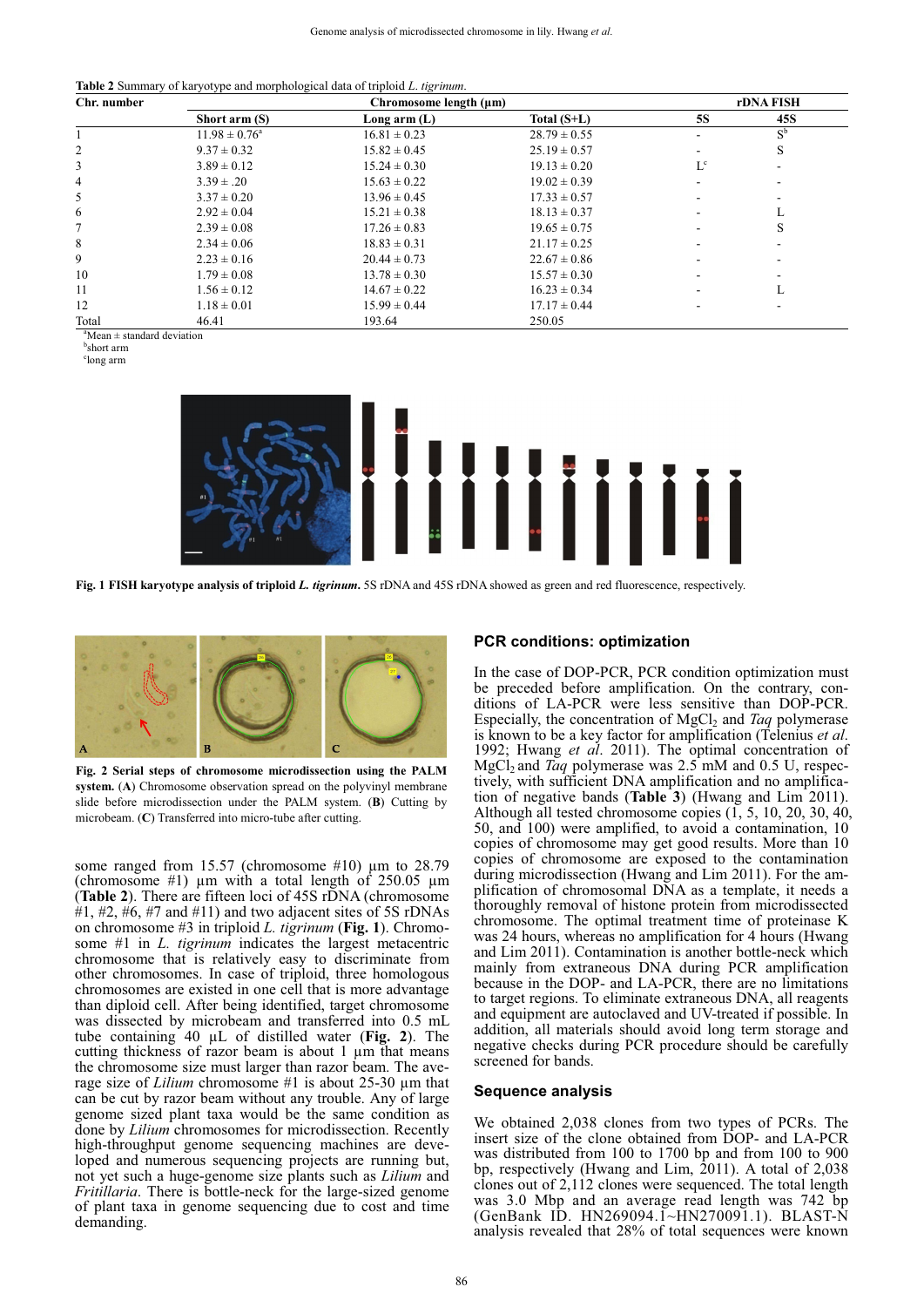**Table 2** Summary of karyotype and morphological data of triploid *L. tigrinum*.

| Chr. number | Chromosome length (μm) | | | rDNA FISH | |
|---|---|---|---|---|---|
| | Short arm (S) | Long arm (L) | Total (S+L) | 5S | 45S |
| 1 | 11.98 ± 0.76[a] | 16.81 ± 0.23 | 28.79 ± 0.55 | - | S[b] |
| 2 | 9.37 ± 0.32 | 15.82 ± 0.45 | 25.19 ± 0.57 | - | S |
| 3 | 3.89 ± 0.12 | 15.24 ± 0.30 | 19.13 ± 0.20 | L[c] | - |
| 4 | 3.39 ± .20 | 15.63 ± 0.22 | 19.02 ± 0.39 | - | - |
| 5 | 3.37 ± 0.20 | 13.96 ± 0.45 | 17.33 ± 0.57 | - | - |
| 6 | 2.92 ± 0.04 | 15.21 ± 0.38 | 18.13 ± 0.37 | - | L |
| 7 | 2.39 ± 0.08 | 17.26 ± 0.83 | 19.65 ± 0.75 | - | S |
| 8 | 2.34 ± 0.06 | 18.83 ± 0.31 | 21.17 ± 0.25 | - | - |
| 9 | 2.23 ± 0.16 | 20.44 ± 0.73 | 22.67 ± 0.86 | - | - |
| 10 | 1.79 ± 0.08 | 13.78 ± 0.30 | 15.57 ± 0.30 | - | - |
| 11 | 1.56 ± 0.12 | 14.67 ± 0.22 | 16.23 ± 0.34 | - | L |
| 12 | 1.18 ± 0.01 | 15.99 ± 0.44 | 17.17 ± 0.44 | - | - |
| Total | 46.41 | 193.64 | 250.05 | | |

[a]Mean ± standard deviation
[b]short arm
[c]long arm

**Fig. 1 FISH karyotype analysis of triploid *L. tigrinum*.** 5S rDNA and 45S rDNA showed as green and red fluorescence, respectively.

**Fig. 2 Serial steps of chromosome microdissection using the PALM system.** (**A**) Chromosome observation spread on the polyvinyl membrane slide before microdissection under the PALM system. (**B**) Cutting by microbeam. (**C**) Transferred into micro-tube after cutting.

some ranged from 15.57 (chromosome #10) μm to 28.79 (chromosome #1) μm with a total length of 250.05 μm (**Table 2**). There are fifteen loci of 45S rDNA (chromosome #1, #2, #6, #7 and #11) and two adjacent sites of 5S rDNAs on chromosome #3 in triploid *L. tigrinum* (**Fig. 1**). Chromosome #1 in *L. tigrinum* indicates the largest metacentric chromosome that is relatively easy to discriminate from other chromosomes. In case of triploid, three homologous chromosomes are existed in one cell that is more advantage than diploid cell. After being identified, target chromosome was dissected by microbeam and transferred into 0.5 mL tube containing 40 μL of distilled water (**Fig. 2**). The cutting thickness of razor beam is about 1 μm that means the chromosome size must larger than razor beam. The average size of *Lilium* chromosome #1 is about 25-30 μm that can be cut by razor beam without any trouble. Any of large genome sized plant taxa would be the same condition as done by *Lilium* chromosomes for microdissection. Recently high-throughput genome sequencing machines are developed and numerous sequencing projects are running but, not yet such a huge-genome size plants such as *Lilium* and *Fritillaria*. There is bottle-neck for the large-sized genome of plant taxa in genome sequencing due to cost and time demanding.

## PCR conditions: optimization

In the case of DOP-PCR, PCR condition optimization must be preceded before amplification. On the contrary, conditions of LA-PCR were less sensitive than DOP-PCR. Especially, the concentration of $MgCl_2$ and *Taq* polymerase is known to be a key factor for amplification (Telenius *et al.* 1992; Hwang *et al.* 2011). The optimal concentration of $MgCl_2$ and *Taq* polymerase was 2.5 mM and 0.5 U, respectively, with sufficient DNA amplification and no amplification of negative bands (**Table 3**) (Hwang and Lim 2011). Although all tested chromosome copies (1, 5, 10, 20, 30, 40, 50, and 100) were amplified, to avoid a contamination, 10 copies of chromosome may get good results. More than 10 copies of chromosome are exposed to the contamination during microdissection (Hwang and Lim 2011). For the amplification of chromosomal DNA as a template, it needs a thoroughly removal of histone protein from microdissected chromosome. The optimal treatment time of proteinase K was 24 hours, whereas no amplification for 4 hours (Hwang and Lim 2011). Contamination is another bottle-neck which mainly from extraneous DNA during PCR amplification because in the DOP- and LA-PCR, there are no limitations to target regions. To eliminate extraneous DNA, all reagents and equipment are autoclaved and UV-treated if possible. In addition, all materials should avoid long term storage and negative checks during PCR procedure should be carefully screened for bands.

## Sequence analysis

We obtained 2,038 clones from two types of PCRs. The insert size of the clone obtained from DOP- and LA-PCR was distributed from 100 to 1700 bp and from 100 to 900 bp, respectively (Hwang and Lim, 2011). A total of 2,038 clones out of 2,112 clones were sequenced. The total length was 3.0 Mbp and an average read length was 742 bp (GenBank ID. HN269094.1~HN270091.1). BLAST-N analysis revealed that 28% of total sequences were known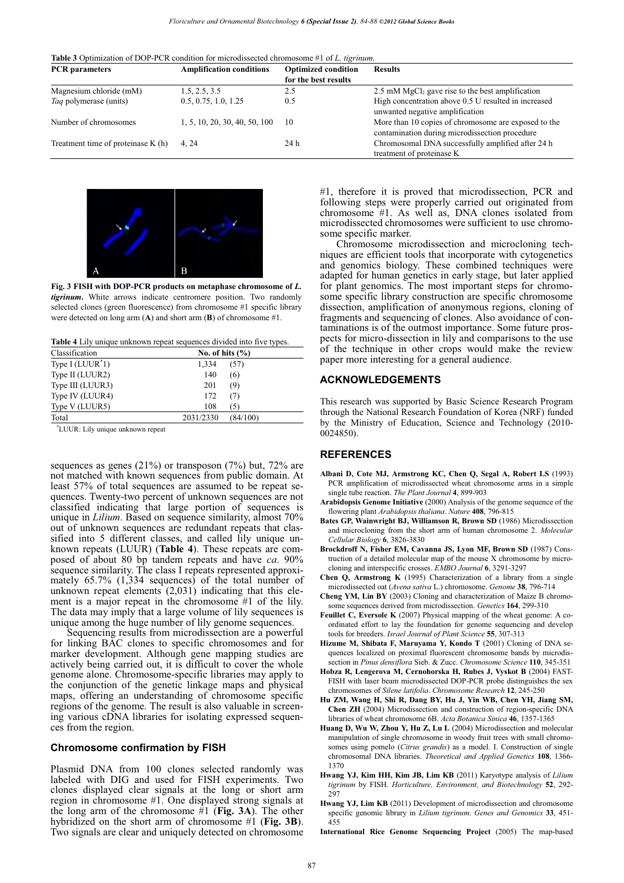**Table 3** Optimization of DOP-PCR condition for microdissected chromosome #1 of *L. tigrinum*.

| PCR parameters | Amplification conditions | Optimized condition for the best results | Results |
|---|---|---|---|
| Magnesium chloride (mM) | 1.5, 2.5, 3.5 | 2.5 | 2.5 mM $MgCl_2$ gave rise to the best amplification |
| *Taq* polymerase (units) | 0.5, 0.75, 1.0, 1.25 | 0.5 | High concentration above 0.5 U resulted in increased unwanted negative amplification |
| Number of chromosomes | 1, 5, 10, 20, 30, 40, 50, 100 | 10 | More than 10 copies of chromosome are exposed to the contamination during microdissection procedure |
| Treatment time of proteinase K (h) | 4, 24 | 24 h | Chromosomal DNA successfully amplified after 24 h treatment of proteinase K |

**Fig. 3 FISH with DOP-PCR products on metaphase chromosome of *L. tigrinum*.** White arrows indicate centromere position. Two randomly selected clones (green fluorescence) from chromosome #1 specific library were detected on long arm (**A**) and short arm (**B**) of chromosome #1.

**Table 4** Lily unique unknown repeat sequences divided into five types.

| Classification | No. of hits (%) | |
|---|---|---|
| Type I (LUUR*1) | 1,334 | (57) |
| Type II (LUUR2) | 140 | (6) |
| Type III (LUUR3) | 201 | (9) |
| Type IV (LUUR4) | 172 | (7) |
| Type V (LUUR5) | 108 | (5) |
| Total | 2031/2330 | (84/100) |

*LUUR: Lily unique unknown repeat

sequences as genes (21%) or transposon (7%) but, 72% are not matched with known sequences from public domain. At least 57% of total sequences are assumed to be repeat sequences. Twenty-two percent of unknown sequences are not classified indicating that large portion of sequences is unique in *Lilium*. Based on sequence similarity, almost 70% out of unknown sequences are redundant repeats that classified into 5 different classes, and called lily unique unknown repeats (LUUR) (**Table 4**). These repeats are composed of about 80 bp tandem repeats and have *ca*. 90% sequence similarity. The class I repeats represented approximately 65.7% (1,334 sequences) of the total number of unknown repeat elements (2,031) indicating that this element is a major repeat in the chromosome #1 of the lily. The data may imply that a large volume of lily sequences is unique among the huge number of lily genome sequences.

Sequencing results from microdissection are a powerful for linking BAC clones to specific chromosomes and for marker development. Although gene mapping studies are actively being carried out, it is difficult to cover the whole genome alone. Chromosome-specific libraries may apply to the conjunction of the genetic linkage maps and physical maps, offering an understanding of chromosome specific regions of the genome. The result is also valuable in screening various cDNA libraries for isolating expressed sequences from the region.

### Chromosome confirmation by FISH

Plasmid DNA from 100 clones selected randomly was labeled with DIG and used for FISH experiments. Two clones displayed clear signals at the long or short arm region in chromosome #1. One displayed strong signals at the long arm of the chromosome #1 (**Fig. 3A**). The other hybridized on the short arm of chromosome #1 (**Fig. 3B**). Two signals are clear and uniquely detected on chromosome #1, therefore it is proved that microdissection, PCR and following steps were properly carried out originated from chromosome #1. As well as, DNA clones isolated from microdissected chromosomes were sufficient to use chromosome specific marker.

Chromosome microdissection and microcloning techniques are efficient tools that incorporate with cytogenetics and genomics biology. These combined techniques were adapted for human genetics in early stage, but later applied for plant genomics. The most important steps for chromosome specific library construction are specific chromosome dissection, amplification of anonymous regions, cloning of fragments and sequencing of clones. Also avoidance of contaminations is of the outmost importance. Some future prospects for micro-dissection in lily and comparisons to the use of the technique in other crops would make the review paper more interesting for a general audience.

## ACKNOWLEDGEMENTS

This research was supported by Basic Science Research Program through the National Research Foundation of Korea (NRF) funded by the Ministry of Education, Science and Technology (2010-0024850).

## REFERENCES

**Albani D, Cote MJ, Armstrong KC, Chen Q, Segal A, Robert LS** (1993) PCR amplification of microdissected wheat chromosome arms in a simple single tube reaction. *The Plant Journal* **4**, 899-903

**Arabidopsis Genome Initiative** (2000) Analysis of the genome sequence of the flowering plant *Arabidopsis thaliana*. *Nature* **408**, 796-815

**Bates GP, Wainwright BJ, Williamson R, Brown SD** (1986) Microdissection and microcloning from the short arm of human chromosome 2. *Molecular Cellular Biology* **6**, 3826-3830

**Brockdroff N, Fisher EM, Cavanna JS, Lyon MF, Brown SD** (1987) Construction of a detailed molecular map of the mouse X chromosome by microcloning and interspecific crosses. *EMBO Journal* **6**, 3291-3297

**Chen Q, Armstrong K** (1995) Characterization of a library from a single microdissected oat (*Avena sativa* L.) chromosome. *Genome* **38**, 796-714

**Cheng YM, Lin BY** (2003) Cloning and characterization of Maize B chromosome sequences derived from microdissection. *Genetics* **164**, 299-310

**Feuillet C, Eversole K** (2007) Physical mapping of the wheat genome: A co-ordinated effort to lay the foundation for genome sequencing and develop tools for breeders. *Israel Journal of Plant Science* **55**, 307-313

**Hizume M, Shibata F, Maruyama Y, Kondo T** (2001) Cloning of DNA sequences localized on proximal fluorescent chromosome bands by microdissection in *Pinus densiflora* Sieb. & Zucc. *Chromosome Science* **110**, 345-351

**Hobza R, Lengerova M, Cernohorska H, Rubes J, Vyskot B** (2004) FAST-FISH with laser beam microdissected DOP-PCR probe distinguishes the sex chromosomes of *Silene latifolia*. *Chromosome Research* **12**, 245-250

**Hu ZM, Wang H, Shi R, Dang BY, Hu J, Yin WB, Chen YH, Jiang SM, Chen ZH** (2004) Microdissection and construction of region-specific DNA libraries of wheat chromosome 6B. *Acta Botanica Sinica* **46**, 1357-1365

**Huang D, Wu W, Zhou Y, Hu Z, Lu L** (2004) Microdissection and molecular manipulation of single chromosome in woody fruit trees with small chromosomes using pomelo (*Citrus grandis*) as a model. I. Construction of single chromosomal DNA libraries. *Theoretical and Applied Genetics* **108**, 1366-1370

**Hwang YJ, Kim HH, Kim JB, Lim KB** (2011) Karyotype analysis of *Lilium tigrinum* by FISH. *Horticulture, Environment, and Biotechnology* **52**, 292-297

**Hwang YJ, Lim KB** (2011) Development of microdissection and chromosome specific genomic library in *Lilium tigrinum*. *Genes and Genomics* **33**, 451-455

**International Rice Genome Sequencing Project** (2005) The map-based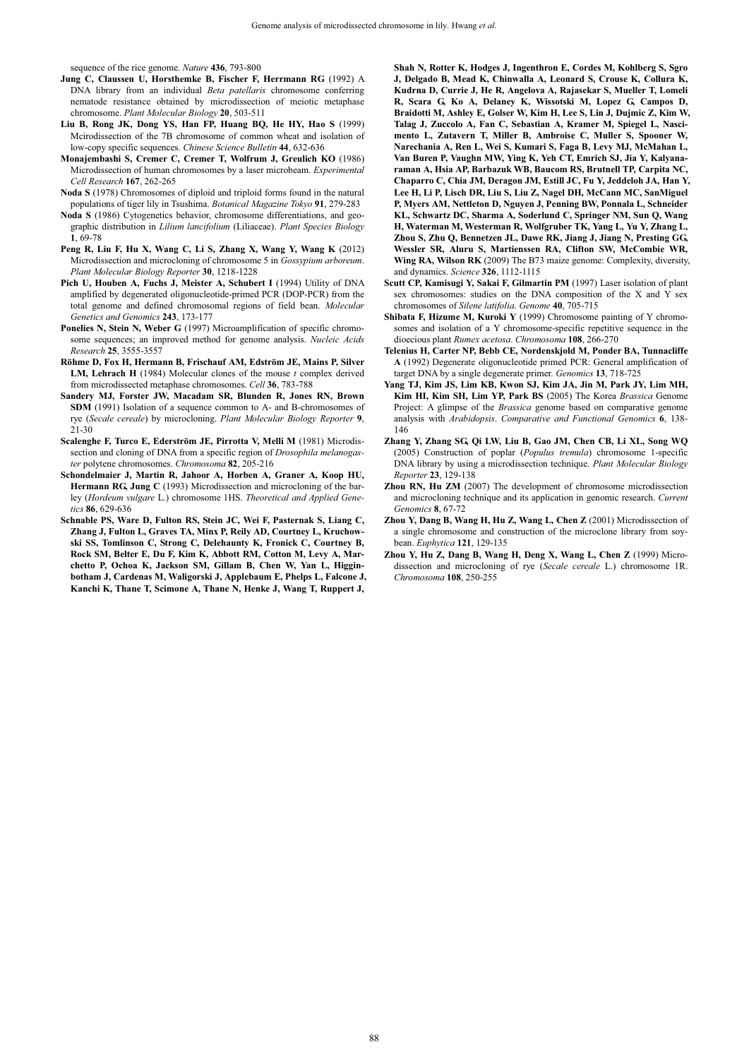sequence of the rice genome. *Nature* **436**, 793-800

**Jung C, Claussen U, Horsthemke B, Fischer F, Herrmann RG** (1992) A DNA library from an individual *Beta patellaris* chromosome conferring nematode resistance obtained by microdissection of meiotic metaphase chromosome. *Plant Molecular Biology* **20**, 503-511

**Liu B, Rong JK, Dong YS, Han FP, Huang BQ, He HY, Hao S** (1999) Mcirodissection of the 7B chromosome of common wheat and isolation of low-copy specific sequences. *Chinese Science Bulletin* **44**, 632-636

**Monajembashi S, Cremer C, Cremer T, Wolfrum J, Greulich KO** (1986) Microdissection of human chromosomes by a laser microbeam. *Experimental Cell Research* **167**, 262-265

**Noda S** (1978) Chromosomes of diploid and triploid forms found in the natural populations of tiger lily in Tsushima. *Botanical Magazine Tokyo* **91**, 279-283

**Noda S** (1986) Cytogenetics behavior, chromosome differentiations, and geographic distribution in *Lilium lancifolium* (Liliaceae). *Plant Species Biology* **1**, 69-78

**Peng R, Liu F, Hu X, Wang C, Li S, Zhang X, Wang Y, Wang K** (2012) Microdissection and microcloning of chromosome 5 in *Gossypium arboreum*. *Plant Molecular Biology Reporter* **30**, 1218-1228

**Pich U, Houben A, Fuchs J, Meister A, Schubert I** (1994) Utility of DNA amplified by degenerated oligonucleotide-primed PCR (DOP-PCR) from the total genome and defined chromosomal regions of field bean. *Molecular Genetics and Genomics* **243**, 173-177

**Ponelies N, Stein N, Weber G** (1997) Microamplification of specific chromosome sequences; an improved method for genome analysis. *Nucleic Acids Research* **25**, 3555-3557

**Röhme D, Fox H, Hermann B, Frischauf AM, Edström JE, Mains P, Silver LM, Lehrach H** (1984) Molecular clones of the mouse *t* complex derived from microdissected metaphase chromosomes. *Cell* **36**, 783-788

**Sandery MJ, Forster JW, Macadam SR, Blunden R, Jones RN, Brown SDM** (1991) Isolation of a sequence common to A- and B-chromosomes of rye (*Secale cereale*) by microcloning. *Plant Molecular Biology Reporter* **9**, 21-30

**Scalenghe F, Turco E, Ederström JE, Pirrotta V, Melli M** (1981) Microdissection and cloning of DNA from a specific region of *Drosophila melanogaster* polytene chromosomes. *Chromosoma* **82**, 205-216

**Schondelmaier J, Martin R, Jahoor A, Horben A, Graner A, Koop HU, Hermann RG, Jung C** (1993) Microdissection and microcloning of the barley (*Hordeum vulgare* L.) chromosome 1HS. *Theoretical and Applied Genetics* **86**, 629-636

**Schnable PS, Ware D, Fulton RS, Stein JC, Wei F, Pasternak S, Liang C, Zhang J, Fulton L, Graves TA, Minx P, Reily AD, Courtney L, Kruchowski SS, Tomlinson C, Strong C, Delehaunty K, Fronick C, Courtney B, Rock SM, Belter E, Du F, Kim K, Abbott RM, Cotton M, Levy A, Marchetto P, Ochoa K, Jackson SM, Gillam B, Chen W, Yan L, Higginbotham J, Cardenas M, Waligorski J, Applebaum E, Phelps L, Falcone J, Kanchi K, Thane T, Scimone A, Thane N, Henke J, Wang T, Ruppert J, Shah N, Rotter K, Hodges J, Ingenthron E, Cordes M, Kohlberg S, Sgro J, Delgado B, Mead K, Chinwalla A, Leonard S, Crouse K, Collura K, Kudrna D, Currie J, He R, Angelova A, Rajasekar S, Mueller T, Lomeli R, Scara G, Ko A, Delaney K, Wissotski M, Lopez G, Campos D, Braidotti M, Ashley E, Golser W, Kim H, Lee S, Lin J, Dujmic Z, Kim W, Talag J, Zuccolo A, Fan C, Sebastian A, Kramer M, Spiegel L, Nascimento L, Zutavern T, Miller B, Ambroise C, Muller S, Spooner W, Narechania A, Ren L, Wei S, Kumari S, Faga B, Levy MJ, McMahan L, Van Buren P, Vaughn MW, Ying K, Yeh CT, Emrich SJ, Jia Y, Kalyanaraman A, Hsia AP, Barbazuk WB, Baucom RS, Brutnell TP, Carpita NC, Chaparro C, Chia JM, Deragon JM, Estill JC, Fu Y, Jeddeloh JA, Han Y, Lee H, Li P, Lisch DR, Liu S, Liu Z, Nagel DH, McCann MC, SanMiguel P, Myers AM, Nettleton D, Nguyen J, Penning BW, Ponnala L, Schneider KL, Schwartz DC, Sharma A, Soderlund C, Springer NM, Sun Q, Wang H, Waterman M, Westerman R, Wolfgruber TK, Yang L, Yu Y, Zhang L, Zhou S, Zhu Q, Bennetzen JL, Dawe RK, Jiang J, Jiang N, Presting GG, Wessler SR, Aluru S, Martienssen RA, Clifton SW, McCombie WR, Wing RA, Wilson RK** (2009) The B73 maize genome: Complexity, diversity, and dynamics. *Science* **326**, 1112-1115

**Scutt CP, Kamisugi Y, Sakai F, Gilmartin PM** (1997) Laser isolation of plant sex chromosomes: studies on the DNA composition of the X and Y sex chromosomes of *Silene latifolia*. *Genome* **40**, 705-715

**Shibata F, Hizume M, Kuroki Y** (1999) Chromosome painting of Y chromosomes and isolation of a Y chromosome-specific repetitive sequence in the dioecious plant *Rumex acetosa*. *Chromosoma* **108**, 266-270

**Telenius H, Carter NP, Bebb CE, Nordenskjold M, Ponder BA, Tunnacliffe A** (1992) Degenerate oligonucleotide primed PCR: General amplification of target DNA by a single degenerate primer. *Genomics* **13**, 718-725

**Yang TJ, Kim JS, Lim KB, Kwon SJ, Kim JA, Jin M, Park JY, Lim MH, Kim HI, Kim SH, Lim YP, Park BS** (2005) The Korea *Brassica* Genome Project: A glimpse of the *Brassica* genome based on comparative genome analysis with *Arabidopsis*. *Comparative and Functional Genomics* **6**, 138-146

**Zhang Y, Zhang SG, Qi LW, Liu B, Gao JM, Chen CB, Li XL, Song WQ** (2005) Construction of poplar (*Populus tremula*) chromosome 1-specific DNA library by using a microdissection technique. *Plant Molecular Biology Reporter* **23**, 129-138

**Zhou RN, Hu ZM** (2007) The development of chromosome microdissection and microcloning technique and its application in genomic research. *Current Genomics* **8**, 67-72

**Zhou Y, Dang B, Wang H, Hu Z, Wang L, Chen Z** (2001) Microdissection of a single chromosome and construction of the microclone library from soybean. *Euphytica* **121**, 129-135

**Zhou Y, Hu Z, Dang B, Wang H, Deng X, Wang L, Chen Z** (1999) Microdissection and microcloning of rye (*Secale cereale* L.) chromosome 1R. *Chromosoma* **108**, 250-255